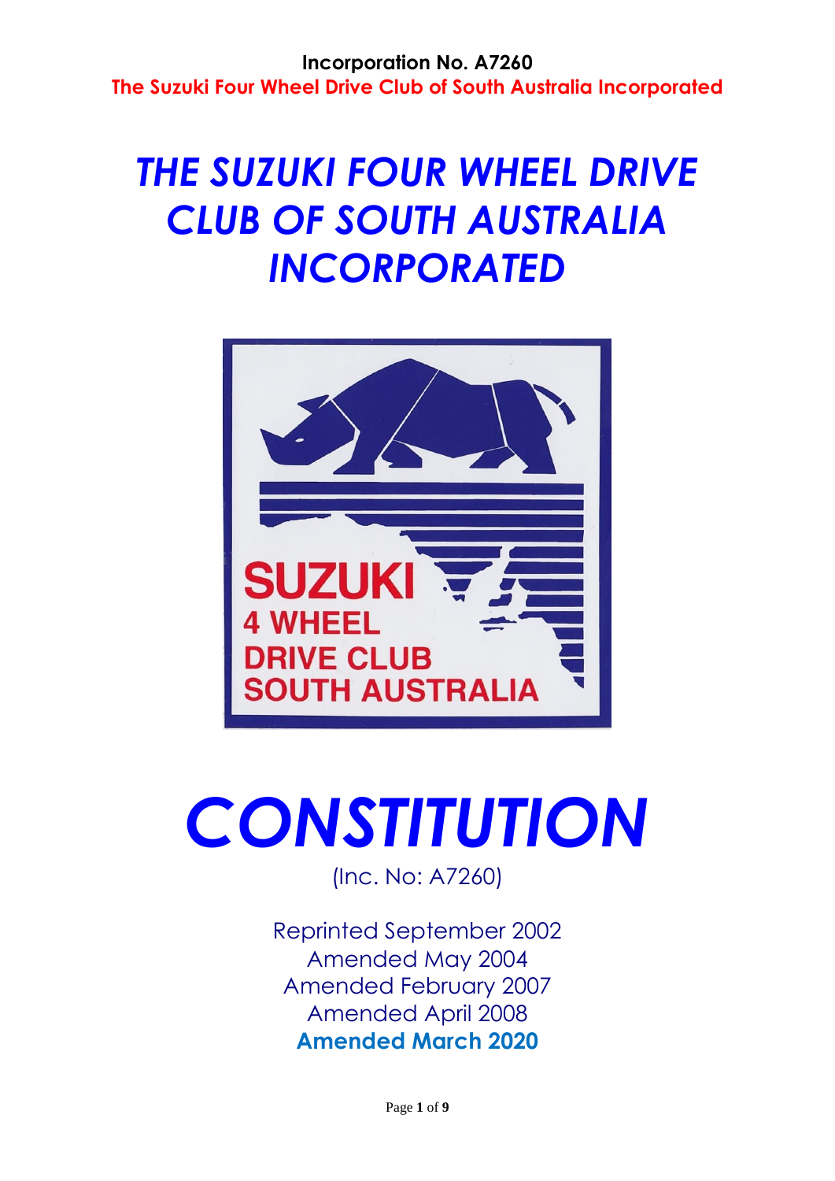**Incorporation No. A7260**

**The Suzuki Four Wheel Drive Club of South Australia Incorporated**

# *THE SUZUKI FOUR WHEEL DRIVE CLUB OF SOUTH AUSTRALIA INCORPORATED*

# *CONSTITUTION*

(Inc. No: A7260)

Reprinted September 2002
Amended May 2004
Amended February 2007
Amended April 2008
**Amended March 2020**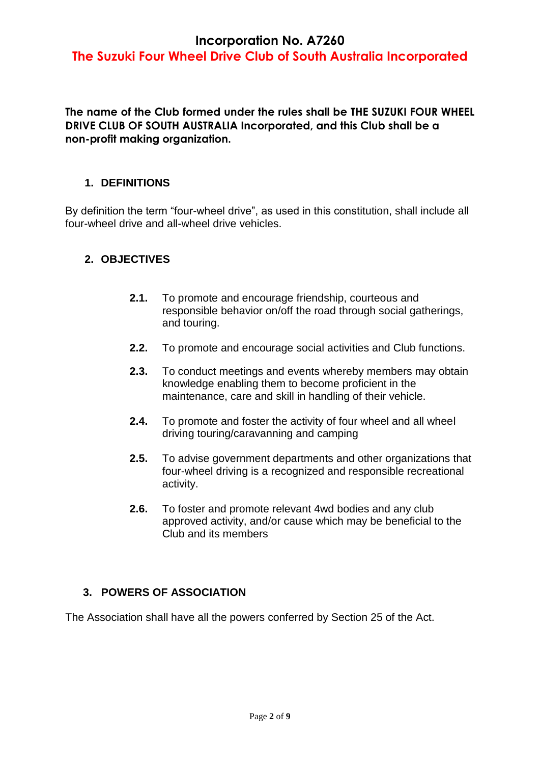**The name of the Club formed under the rules shall be THE SUZUKI FOUR WHEEL DRIVE CLUB OF SOUTH AUSTRALIA Incorporated, and this Club shall be a non-profit making organization.**

## 1. DEFINITIONS

By definition the term "four-wheel drive", as used in this constitution, shall include all four-wheel drive and all-wheel drive vehicles.

## 2. OBJECTIVES

**2.1.** To promote and encourage friendship, courteous and responsible behavior on/off the road through social gatherings, and touring.

**2.2.** To promote and encourage social activities and Club functions.

**2.3.** To conduct meetings and events whereby members may obtain knowledge enabling them to become proficient in the maintenance, care and skill in handling of their vehicle.

**2.4.** To promote and foster the activity of four wheel and all wheel driving touring/caravanning and camping

**2.5.** To advise government departments and other organizations that four-wheel driving is a recognized and responsible recreational activity.

**2.6.** To foster and promote relevant 4wd bodies and any club approved activity, and/or cause which may be beneficial to the Club and its members

## 3. POWERS OF ASSOCIATION

The Association shall have all the powers conferred by Section 25 of the Act.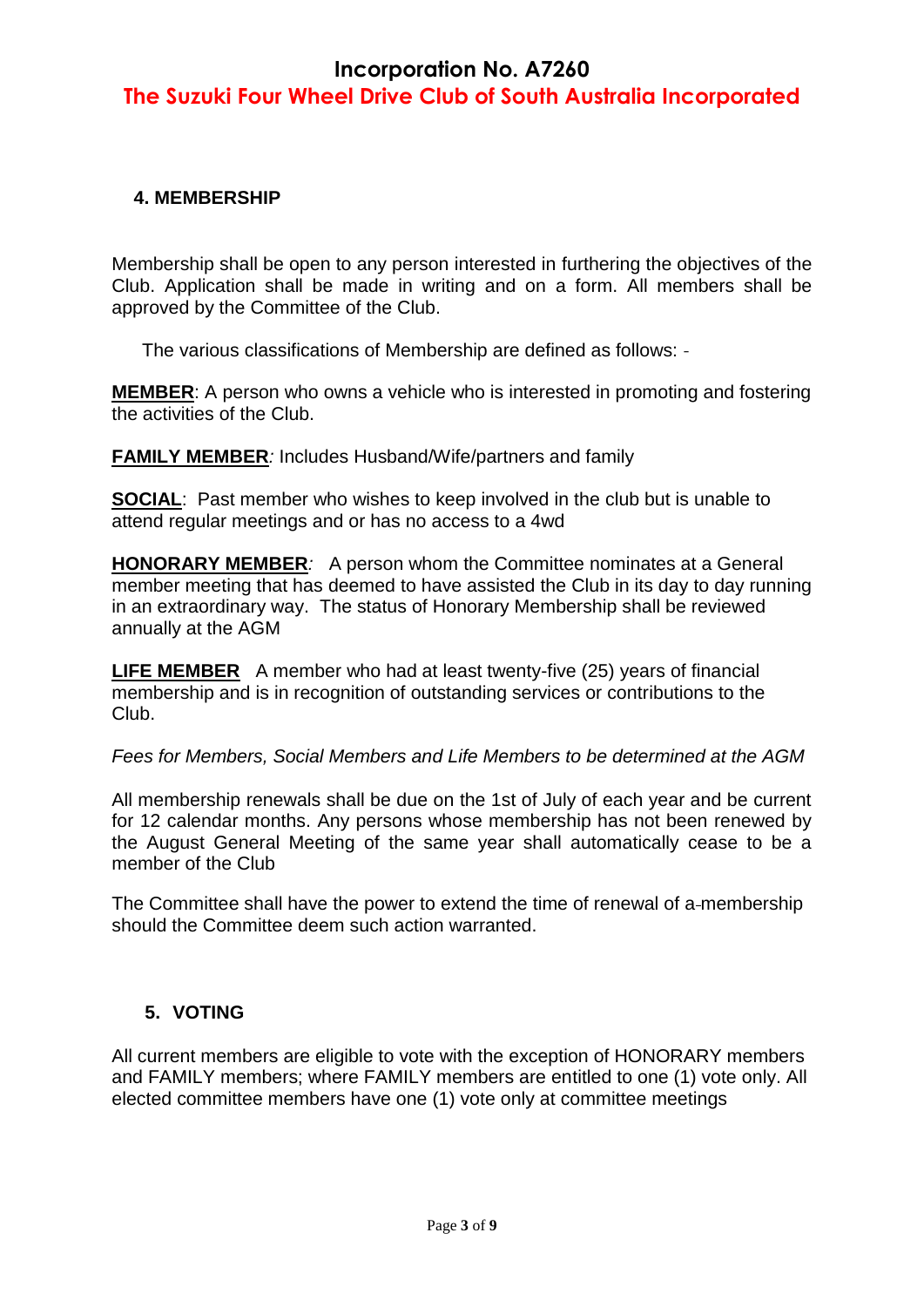## 4. MEMBERSHIP

Membership shall be open to any person interested in furthering the objectives of the Club. Application shall be made in writing and on a form. All members shall be approved by the Committee of the Club.

The various classifications of Membership are defined as follows: -

**MEMBER**: A person who owns a vehicle who is interested in promoting and fostering the activities of the Club.

**FAMILY MEMBER***:* Includes Husband/Wife/partners and family

**SOCIAL**: Past member who wishes to keep involved in the club but is unable to attend regular meetings and or has no access to a 4wd

**HONORARY MEMBER***:* A person whom the Committee nominates at a General member meeting that has deemed to have assisted the Club in its day to day running in an extraordinary way. The status of Honorary Membership shall be reviewed annually at the AGM

**LIFE MEMBER** A member who had at least twenty-five (25) years of financial membership and is in recognition of outstanding services or contributions to the Club.

*Fees for Members, Social Members and Life Members to be determined at the AGM*

All membership renewals shall be due on the 1st of July of each year and be current for 12 calendar months. Any persons whose membership has not been renewed by the August General Meeting of the same year shall automatically cease to be a member of the Club

The Committee shall have the power to extend the time of renewal of a membership should the Committee deem such action warranted.

## 5. VOTING

All current members are eligible to vote with the exception of HONORARY members and FAMILY members; where FAMILY members are entitled to one (1) vote only. All elected committee members have one (1) vote only at committee meetings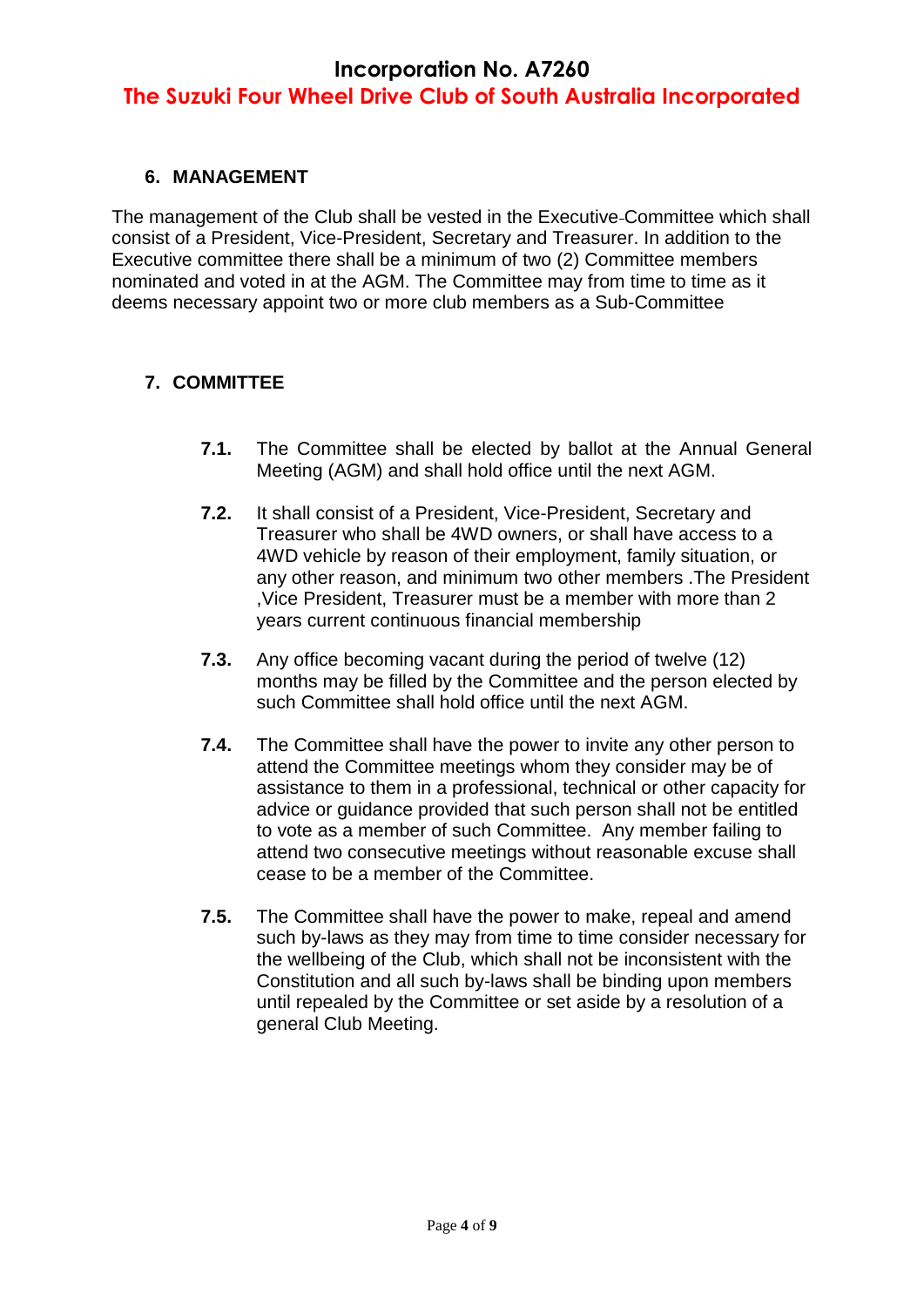## 6. MANAGEMENT

The management of the Club shall be vested in the Executive-Committee which shall consist of a President, Vice-President, Secretary and Treasurer. In addition to the Executive committee there shall be a minimum of two (2) Committee members nominated and voted in at the AGM. The Committee may from time to time as it deems necessary appoint two or more club members as a Sub-Committee

## 7. COMMITTEE

**7.1.** The Committee shall be elected by ballot at the Annual General Meeting (AGM) and shall hold office until the next AGM.

**7.2.** It shall consist of a President, Vice-President, Secretary and Treasurer who shall be 4WD owners, or shall have access to a 4WD vehicle by reason of their employment, family situation, or any other reason, and minimum two other members .The President ,Vice President, Treasurer must be a member with more than 2 years current continuous financial membership

**7.3.** Any office becoming vacant during the period of twelve (12) months may be filled by the Committee and the person elected by such Committee shall hold office until the next AGM.

**7.4.** The Committee shall have the power to invite any other person to attend the Committee meetings whom they consider may be of assistance to them in a professional, technical or other capacity for advice or guidance provided that such person shall not be entitled to vote as a member of such Committee. Any member failing to attend two consecutive meetings without reasonable excuse shall cease to be a member of the Committee.

**7.5.** The Committee shall have the power to make, repeal and amend such by-laws as they may from time to time consider necessary for the wellbeing of the Club, which shall not be inconsistent with the Constitution and all such by-laws shall be binding upon members until repealed by the Committee or set aside by a resolution of a general Club Meeting.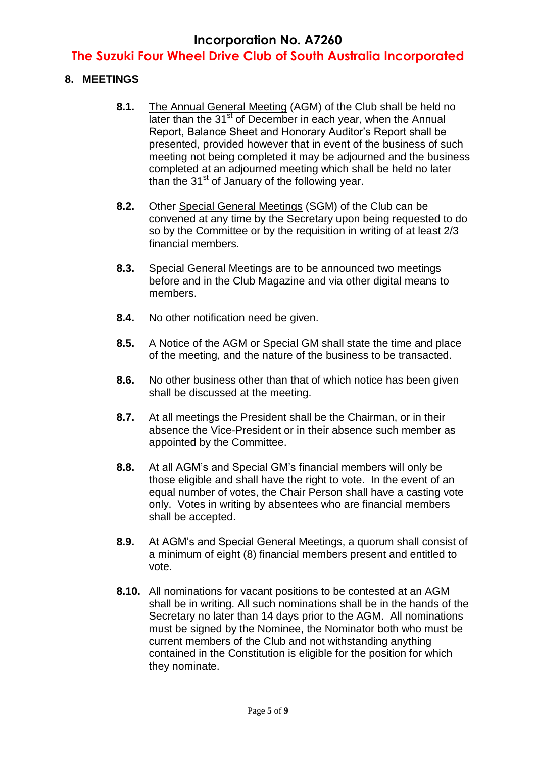## 8. MEETINGS

**8.1.** The Annual General Meeting (AGM) of the Club shall be held no later than the 31st of December in each year, when the Annual Report, Balance Sheet and Honorary Auditor's Report shall be presented, provided however that in event of the business of such meeting not being completed it may be adjourned and the business completed at an adjourned meeting which shall be held no later than the 31st of January of the following year.

**8.2.** Other Special General Meetings (SGM) of the Club can be convened at any time by the Secretary upon being requested to do so by the Committee or by the requisition in writing of at least 2/3 financial members.

**8.3.** Special General Meetings are to be announced two meetings before and in the Club Magazine and via other digital means to members.

**8.4.** No other notification need be given.

**8.5.** A Notice of the AGM or Special GM shall state the time and place of the meeting, and the nature of the business to be transacted.

**8.6.** No other business other than that of which notice has been given shall be discussed at the meeting.

**8.7.** At all meetings the President shall be the Chairman, or in their absence the Vice-President or in their absence such member as appointed by the Committee.

**8.8.** At all AGM's and Special GM's financial members will only be those eligible and shall have the right to vote. In the event of an equal number of votes, the Chair Person shall have a casting vote only. Votes in writing by absentees who are financial members shall be accepted.

**8.9.** At AGM's and Special General Meetings, a quorum shall consist of a minimum of eight (8) financial members present and entitled to vote.

**8.10.** All nominations for vacant positions to be contested at an AGM shall be in writing. All such nominations shall be in the hands of the Secretary no later than 14 days prior to the AGM. All nominations must be signed by the Nominee, the Nominator both who must be current members of the Club and not withstanding anything contained in the Constitution is eligible for the position for which they nominate.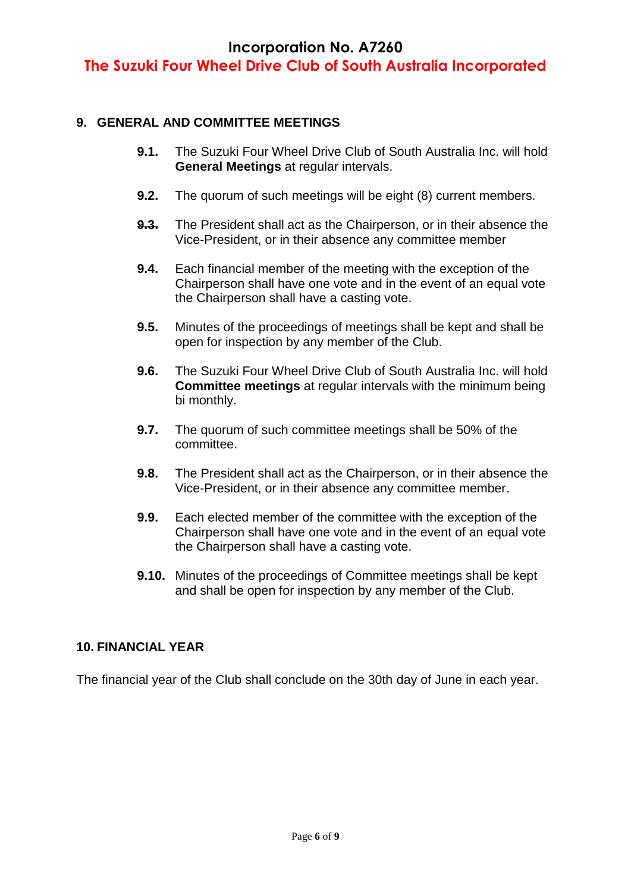## 9. GENERAL AND COMMITTEE MEETINGS

**9.1.** The Suzuki Four Wheel Drive Club of South Australia Inc. will hold **General Meetings** at regular intervals.

**9.2.** The quorum of such meetings will be eight (8) current members.

**9.3.** The President shall act as the Chairperson, or in their absence the Vice-President, or in their absence any committee member

**9.4.** Each financial member of the meeting with the exception of the Chairperson shall have one vote and in the event of an equal vote the Chairperson shall have a casting vote.

**9.5.** Minutes of the proceedings of meetings shall be kept and shall be open for inspection by any member of the Club.

**9.6.** The Suzuki Four Wheel Drive Club of South Australia Inc. will hold **Committee meetings** at regular intervals with the minimum being bi monthly.

**9.7.** The quorum of such committee meetings shall be 50% of the committee.

**9.8.** The President shall act as the Chairperson, or in their absence the Vice-President, or in their absence any committee member.

**9.9.** Each elected member of the committee with the exception of the Chairperson shall have one vote and in the event of an equal vote the Chairperson shall have a casting vote.

**9.10.** Minutes of the proceedings of Committee meetings shall be kept and shall be open for inspection by any member of the Club.

## 10. FINANCIAL YEAR

The financial year of the Club shall conclude on the 30th day of June in each year.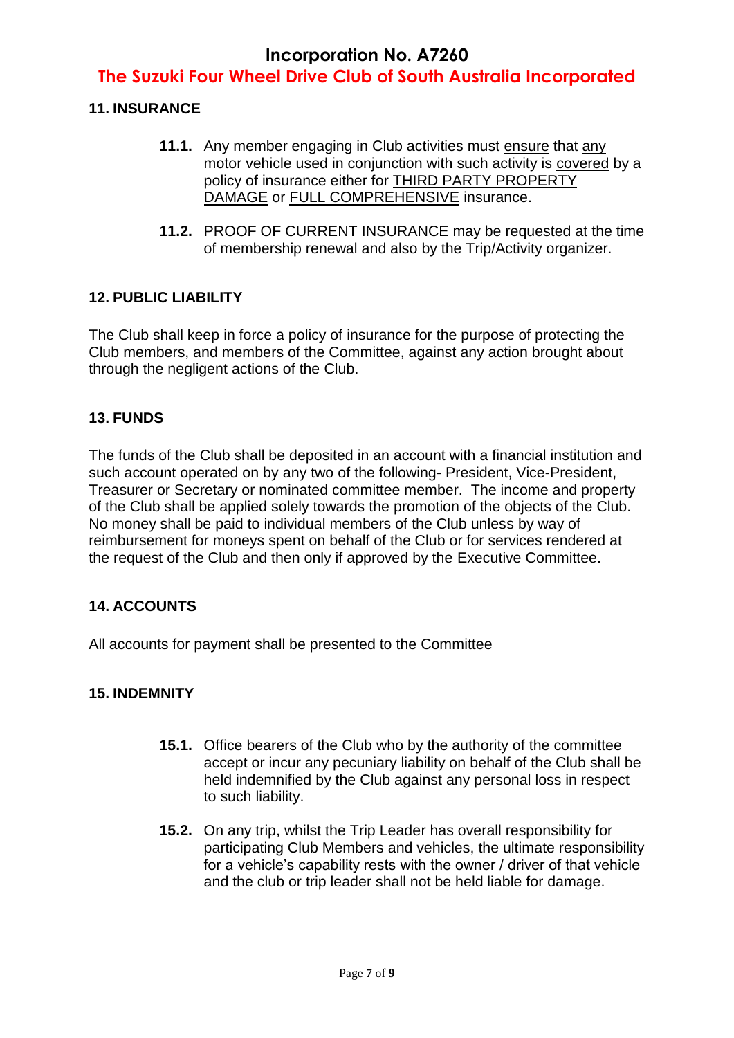## 11. INSURANCE

**11.1.** Any member engaging in Club activities must ensure that any motor vehicle used in conjunction with such activity is covered by a policy of insurance either for THIRD PARTY PROPERTY DAMAGE or FULL COMPREHENSIVE insurance.

**11.2.** PROOF OF CURRENT INSURANCE may be requested at the time of membership renewal and also by the Trip/Activity organizer.

## 12. PUBLIC LIABILITY

The Club shall keep in force a policy of insurance for the purpose of protecting the Club members, and members of the Committee, against any action brought about through the negligent actions of the Club.

## 13. FUNDS

The funds of the Club shall be deposited in an account with a financial institution and such account operated on by any two of the following- President, Vice-President, Treasurer or Secretary or nominated committee member. The income and property of the Club shall be applied solely towards the promotion of the objects of the Club. No money shall be paid to individual members of the Club unless by way of reimbursement for moneys spent on behalf of the Club or for services rendered at the request of the Club and then only if approved by the Executive Committee.

## 14. ACCOUNTS

All accounts for payment shall be presented to the Committee

## 15. INDEMNITY

**15.1.** Office bearers of the Club who by the authority of the committee accept or incur any pecuniary liability on behalf of the Club shall be held indemnified by the Club against any personal loss in respect to such liability.

**15.2.** On any trip, whilst the Trip Leader has overall responsibility for participating Club Members and vehicles, the ultimate responsibility for a vehicle's capability rests with the owner / driver of that vehicle and the club or trip leader shall not be held liable for damage.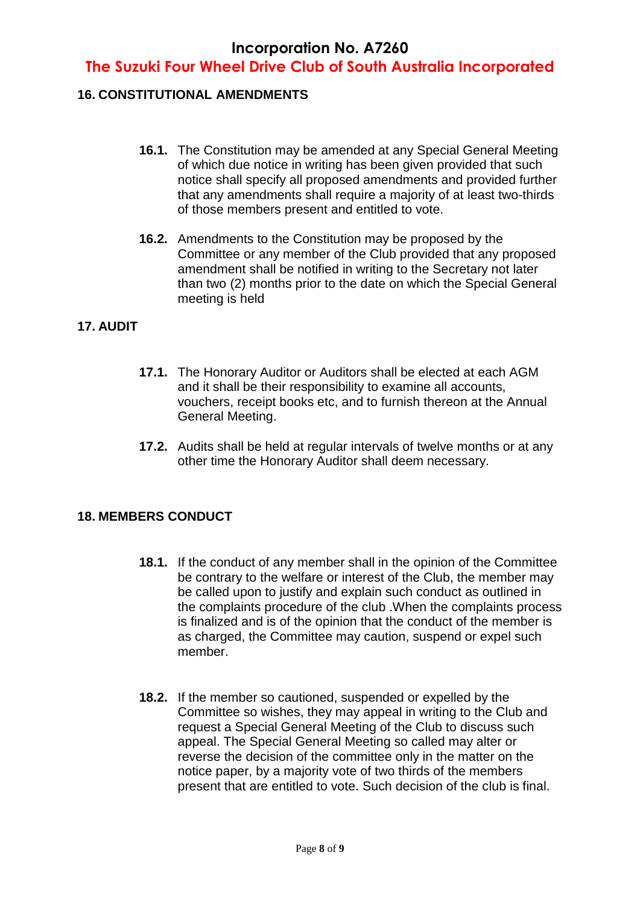## 16. CONSTITUTIONAL AMENDMENTS

**16.1.** The Constitution may be amended at any Special General Meeting of which due notice in writing has been given provided that such notice shall specify all proposed amendments and provided further that any amendments shall require a majority of at least two-thirds of those members present and entitled to vote.

**16.2.** Amendments to the Constitution may be proposed by the Committee or any member of the Club provided that any proposed amendment shall be notified in writing to the Secretary not later than two (2) months prior to the date on which the Special General meeting is held

## 17. AUDIT

**17.1.** The Honorary Auditor or Auditors shall be elected at each AGM and it shall be their responsibility to examine all accounts, vouchers, receipt books etc, and to furnish thereon at the Annual General Meeting.

**17.2.** Audits shall be held at regular intervals of twelve months or at any other time the Honorary Auditor shall deem necessary.

## 18. MEMBERS CONDUCT

**18.1.** If the conduct of any member shall in the opinion of the Committee be contrary to the welfare or interest of the Club, the member may be called upon to justify and explain such conduct as outlined in the complaints procedure of the club .When the complaints process is finalized and is of the opinion that the conduct of the member is as charged, the Committee may caution, suspend or expel such member.

**18.2.** If the member so cautioned, suspended or expelled by the Committee so wishes, they may appeal in writing to the Club and request a Special General Meeting of the Club to discuss such appeal. The Special General Meeting so called may alter or reverse the decision of the committee only in the matter on the notice paper, by a majority vote of two thirds of the members present that are entitled to vote. Such decision of the club is final.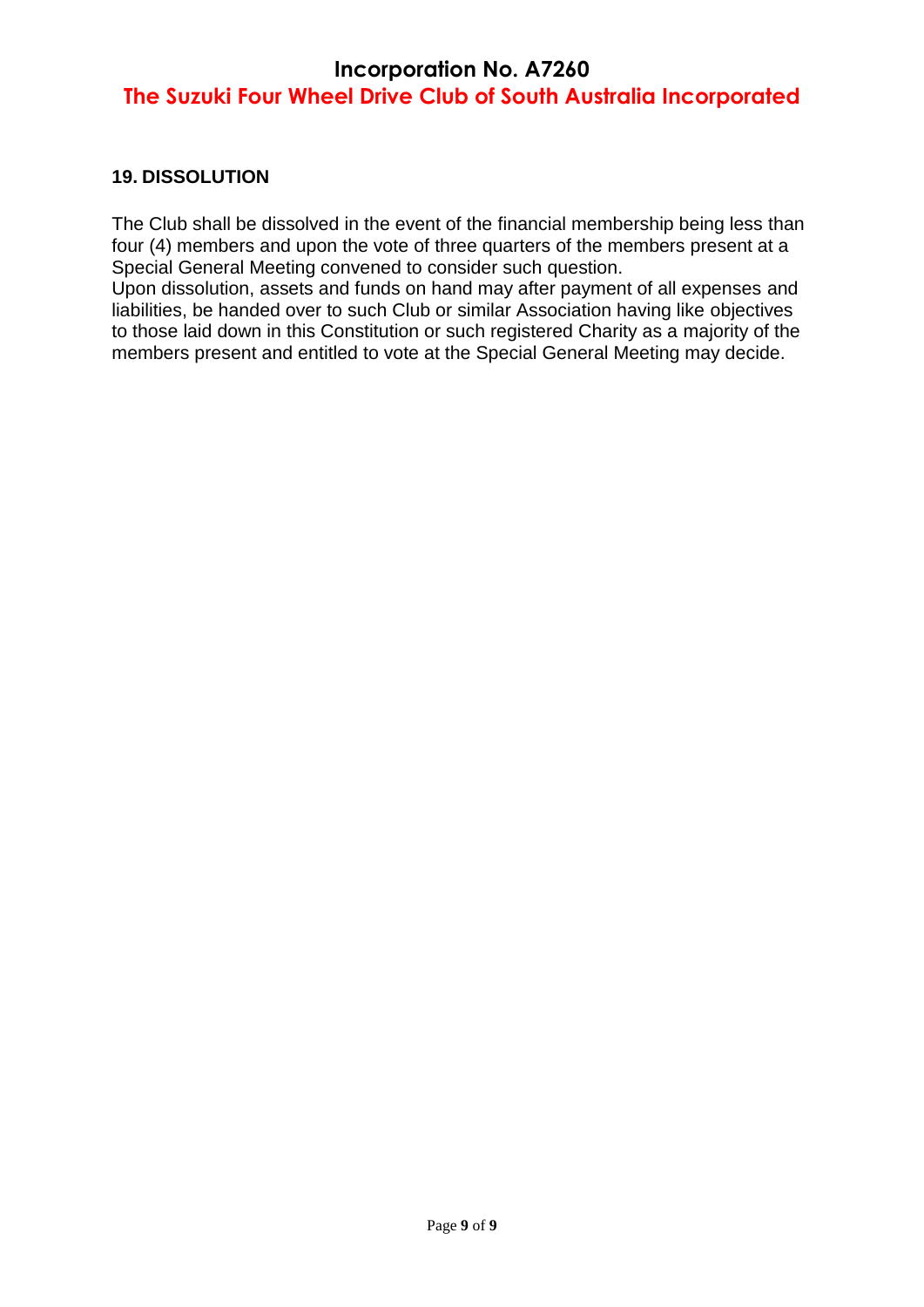## 19. DISSOLUTION

The Club shall be dissolved in the event of the financial membership being less than four (4) members and upon the vote of three quarters of the members present at a Special General Meeting convened to consider such question.
Upon dissolution, assets and funds on hand may after payment of all expenses and liabilities, be handed over to such Club or similar Association having like objectives to those laid down in this Constitution or such registered Charity as a majority of the members present and entitled to vote at the Special General Meeting may decide.